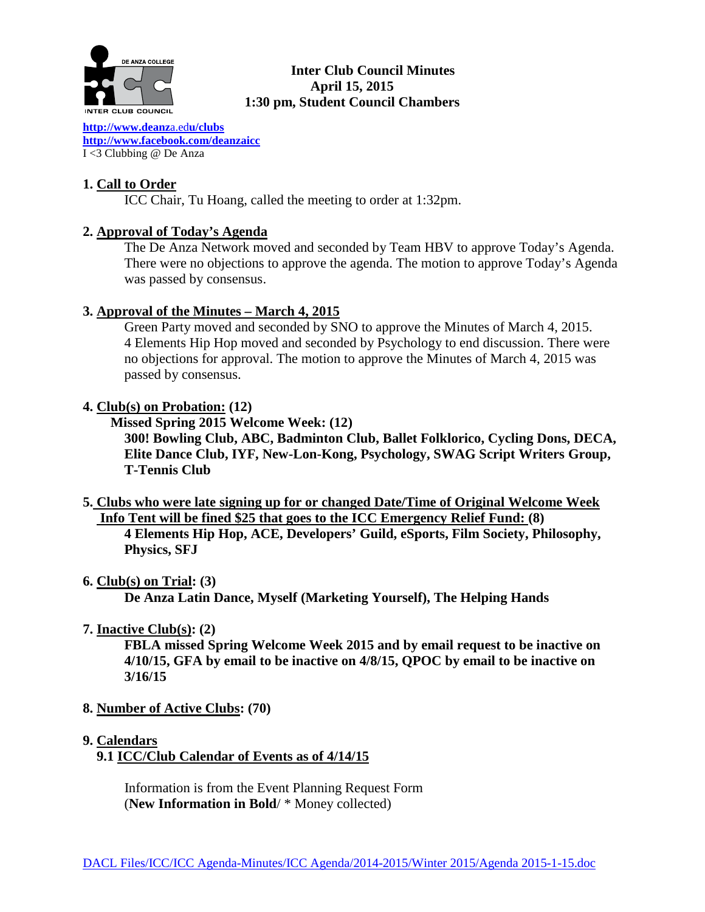**Inter Club Council Minutes**
**April 15, 2015**
**1:30 pm, Student Council Chambers**

http://www.deanza.edu/clubs
http://www.facebook.com/deanzaicc
I <3 Clubbing @ De Anza

## 1. Call to Order

ICC Chair, Tu Hoang, called the meeting to order at 1:32pm.

## 2. Approval of Today's Agenda

The De Anza Network moved and seconded by Team HBV to approve Today's Agenda. There were no objections to approve the agenda. The motion to approve Today's Agenda was passed by consensus.

## 3. Approval of the Minutes – March 4, 2015

Green Party moved and seconded by SNO to approve the Minutes of March 4, 2015. 4 Elements Hip Hop moved and seconded by Psychology to end discussion. There were no objections for approval. The motion to approve the Minutes of March 4, 2015 was passed by consensus.

## 4. Club(s) on Probation: (12)

**Missed Spring 2015 Welcome Week: (12)**

**300! Bowling Club, ABC, Badminton Club, Ballet Folklorico, Cycling Dons, DECA, Elite Dance Club, IYF, New-Lon-Kong, Psychology, SWAG Script Writers Group, T-Tennis Club**

## 5. Clubs who were late signing up for or changed Date/Time of Original Welcome Week Info Tent will be fined $25 that goes to the ICC Emergency Relief Fund: (8)

**4 Elements Hip Hop, ACE, Developers' Guild, eSports, Film Society, Philosophy, Physics, SFJ**

## 6. Club(s) on Trial: (3)

**De Anza Latin Dance, Myself (Marketing Yourself), The Helping Hands**

## 7. Inactive Club(s): (2)

**FBLA missed Spring Welcome Week 2015 and by email request to be inactive on 4/10/15, GFA by email to be inactive on 4/8/15, QPOC by email to be inactive on 3/16/15**

## 8. Number of Active Clubs: (70)

## 9. Calendars

### 9.1 ICC/Club Calendar of Events as of 4/14/15

Information is from the Event Planning Request Form
(**New Information in Bold**/ * Money collected)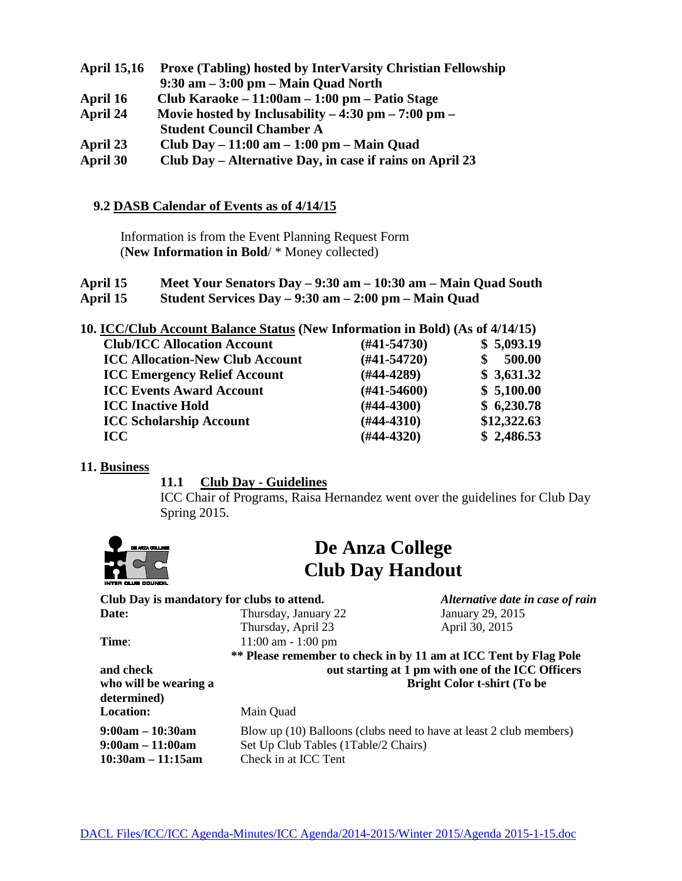| | |
|---|---|
| **April 15,16** | **Proxe (Tabling) hosted by InterVarsity Christian Fellowship 9:30 am – 3:00 pm – Main Quad North** |
| **April 16** | **Club Karaoke – 11:00am – 1:00 pm – Patio Stage** |
| **April 24** | **Movie hosted by Inclusability – 4:30 pm – 7:00 pm – Student Council Chamber A** |
| **April 23** | **Club Day – 11:00 am – 1:00 pm – Main Quad** |
| **April 30** | **Club Day – Alternative Day, in case if rains on April 23** |

### 9.2 DASB Calendar of Events as of 4/14/15

Information is from the Event Planning Request Form
(**New Information in Bold**/ * Money collected)

| | |
|---|---|
| **April 15** | **Meet Your Senators Day – 9:30 am – 10:30 am – Main Quad South** |
| **April 15** | **Student Services Day – 9:30 am – 2:00 pm – Main Quad** |

## 10. ICC/Club Account Balance Status (New Information in Bold) (As of 4/14/15)

| | | |
|---|---|---|
| **Club/ICC Allocation Account** | **(#41-54730)** | **$ 5,093.19** |
| **ICC Allocation-New Club Account** | **(#41-54720)** | **$ 500.00** |
| **ICC Emergency Relief Account** | **(#44-4289)** | **$ 3,631.32** |
| **ICC Events Award Account** | **(#41-54600)** | **$ 5,100.00** |
| **ICC Inactive Hold** | **(#44-4300)** | **$ 6,230.78** |
| **ICC Scholarship Account** | **(#44-4310)** | **$12,322.63** |
| **ICC** | **(#44-4320)** | **$ 2,486.53** |

## 11. Business

### 11.1 Club Day - Guidelines

ICC Chair of Programs, Raisa Hernandez went over the guidelines for Club Day Spring 2015.

# De Anza College Club Day Handout

**Club Day is mandatory for clubs to attend.** *Alternative date in case of rain*

| | | |
|---|---|---|
| **Date:** | Thursday, January 22 | January 29, 2015 |
| | Thursday, April 23 | April 30, 2015 |
| **Time:** | 11:00 am - 1:00 pm | |

**\*\* Please remember to check in by 11 am at ICC Tent by Flag Pole and check out starting at 1 pm with one of the ICC Officers who will be wearing a Bright Color t-shirt (To be determined)**

| | |
|---|---|
| **Location:** | Main Quad |
| **9:00am – 10:30am** | Blow up (10) Balloons (clubs need to have at least 2 club members) |
| **9:00am – 11:00am** | Set Up Club Tables (1Table/2 Chairs) |
| **10:30am – 11:15am** | Check in at ICC Tent |

DACL Files/ICC/ICC Agenda-Minutes/ICC Agenda/2014-2015/Winter 2015/Agenda 2015-1-15.doc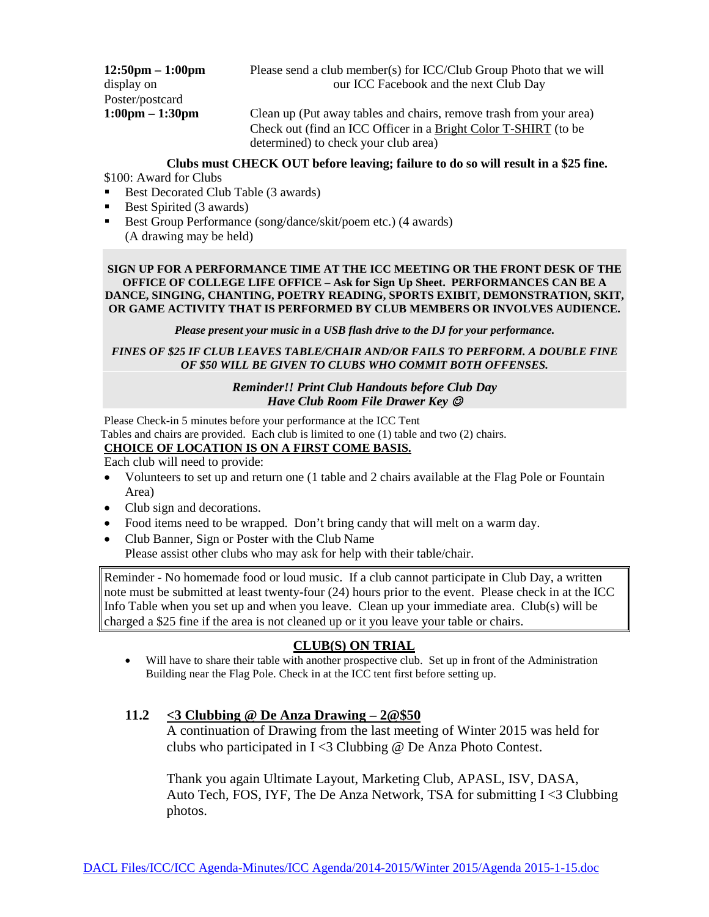**12:50pm – 1:00pm** Please send a club member(s) for ICC/Club Group Photo that we will display on our ICC Facebook and the next Club Day Poster/postcard

**1:00pm – 1:30pm** Clean up (Put away tables and chairs, remove trash from your area) Check out (find an ICC Officer in a Bright Color T-SHIRT (to be determined) to check your club area)

**Clubs must CHECK OUT before leaving; failure to do so will result in a $25 fine.**

$100: Award for Clubs

- Best Decorated Club Table (3 awards)
- Best Spirited (3 awards)
- Best Group Performance (song/dance/skit/poem etc.) (4 awards) (A drawing may be held)

**SIGN UP FOR A PERFORMANCE TIME AT THE ICC MEETING OR THE FRONT DESK OF THE OFFICE OF COLLEGE LIFE OFFICE – Ask for Sign Up Sheet. PERFORMANCES CAN BE A DANCE, SINGING, CHANTING, POETRY READING, SPORTS EXIBIT, DEMONSTRATION, SKIT, OR GAME ACTIVITY THAT IS PERFORMED BY CLUB MEMBERS OR INVOLVES AUDIENCE.**

***Please present your music in a USB flash drive to the DJ for your performance.***

***FINES OF $25 IF CLUB LEAVES TABLE/CHAIR AND/OR FAILS TO PERFORM. A DOUBLE FINE OF $50 WILL BE GIVEN TO CLUBS WHO COMMIT BOTH OFFENSES.***

***Reminder!! Print Club Handouts before Club Day***
***Have Club Room File Drawer Key ☺***

Please Check-in 5 minutes before your performance at the ICC Tent
Tables and chairs are provided. Each club is limited to one (1) table and two (2) chairs.

**CHOICE OF LOCATION IS ON A FIRST COME BASIS.**

Each club will need to provide:

- Volunteers to set up and return one (1 table and 2 chairs available at the Flag Pole or Fountain Area)
- Club sign and decorations.
- Food items need to be wrapped. Don't bring candy that will melt on a warm day.
- Club Banner, Sign or Poster with the Club Name
  Please assist other clubs who may ask for help with their table/chair.

Reminder - No homemade food or loud music. If a club cannot participate in Club Day, a written note must be submitted at least twenty-four (24) hours prior to the event. Please check in at the ICC Info Table when you set up and when you leave. Clean up your immediate area. Club(s) will be charged a $25 fine if the area is not cleaned up or it you leave your table or chairs.

**CLUB(S) ON TRIAL**

- Will have to share their table with another prospective club. Set up in front of the Administration Building near the Flag Pole. Check in at the ICC tent first before setting up.

### 11.2 <3 Clubbing @ De Anza Drawing – 2@$50

A continuation of Drawing from the last meeting of Winter 2015 was held for clubs who participated in I <3 Clubbing @ De Anza Photo Contest.

Thank you again Ultimate Layout, Marketing Club, APASL, ISV, DASA, Auto Tech, FOS, IYF, The De Anza Network, TSA for submitting I <3 Clubbing photos.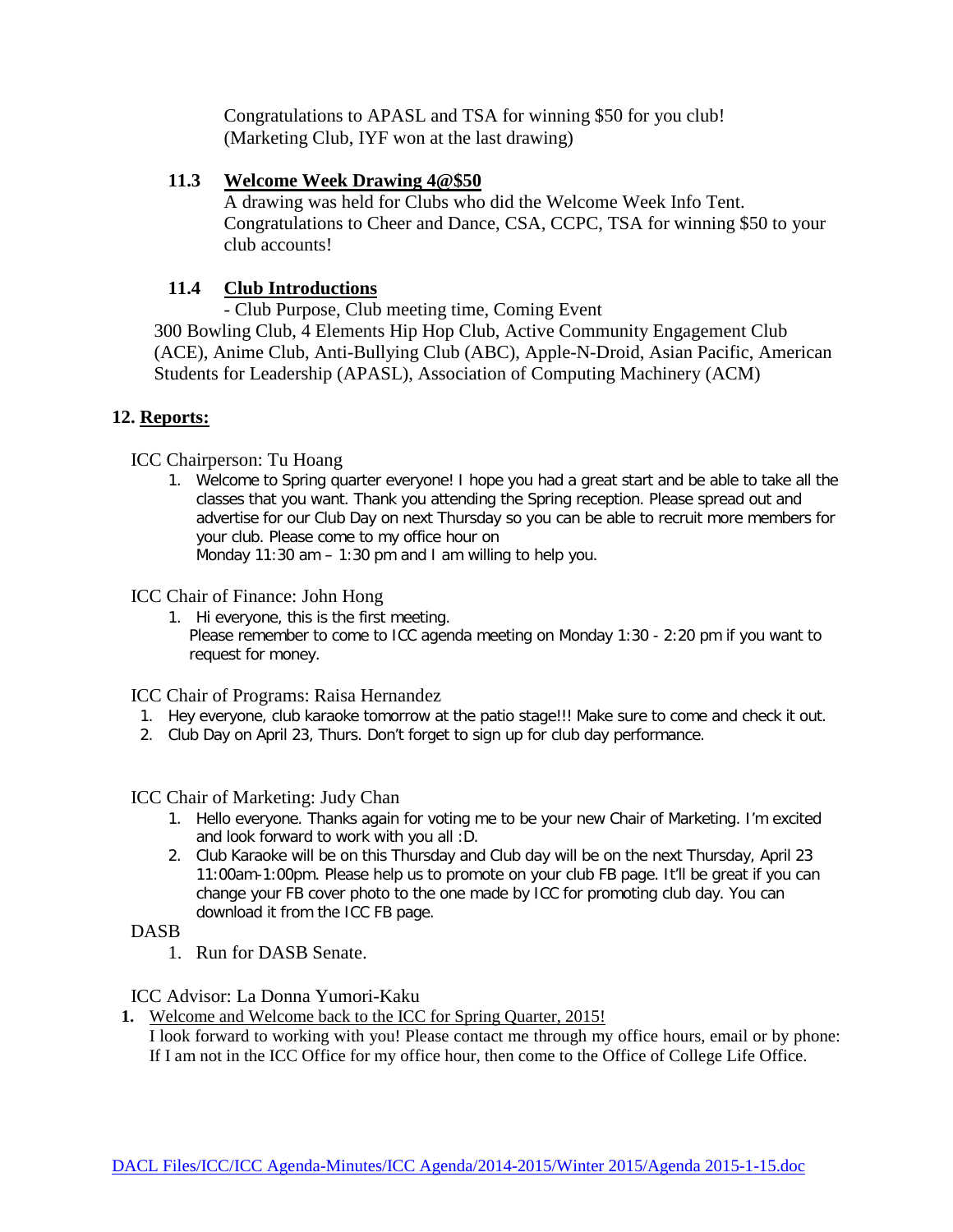Congratulations to APASL and TSA for winning $50 for you club!
(Marketing Club, IYF won at the last drawing)

### 11.3 Welcome Week Drawing 4@$50

A drawing was held for Clubs who did the Welcome Week Info Tent. Congratulations to Cheer and Dance, CSA, CCPC, TSA for winning $50 to your club accounts!

### 11.4 Club Introductions

- Club Purpose, Club meeting time, Coming Event

300 Bowling Club, 4 Elements Hip Hop Club, Active Community Engagement Club (ACE), Anime Club, Anti-Bullying Club (ABC), Apple-N-Droid, Asian Pacific, American Students for Leadership (APASL), Association of Computing Machinery (ACM)

## 12. Reports:

ICC Chairperson: Tu Hoang

1. Welcome to Spring quarter everyone! I hope you had a great start and be able to take all the classes that you want. Thank you attending the Spring reception. Please spread out and advertise for our Club Day on next Thursday so you can be able to recruit more members for your club. Please come to my office hour on
   Monday 11:30 am – 1:30 pm and I am willing to help you.

ICC Chair of Finance: John Hong

1. Hi everyone, this is the first meeting.
   Please remember to come to ICC agenda meeting on Monday 1:30 - 2:20 pm if you want to request for money.

ICC Chair of Programs: Raisa Hernandez

1. Hey everyone, club karaoke tomorrow at the patio stage!!! Make sure to come and check it out.
2. Club Day on April 23, Thurs. Don't forget to sign up for club day performance.

ICC Chair of Marketing: Judy Chan

1. Hello everyone. Thanks again for voting me to be your new Chair of Marketing. I'm excited and look forward to work with you all :D.
2. Club Karaoke will be on this Thursday and Club day will be on the next Thursday, April 23 11:00am-1:00pm. Please help us to promote on your club FB page. It'll be great if you can change your FB cover photo to the one made by ICC for promoting club day. You can download it from the ICC FB page.

DASB

1. Run for DASB Senate.

ICC Advisor: La Donna Yumori-Kaku

1. Welcome and Welcome back to the ICC for Spring Quarter, 2015!
   I look forward to working with you! Please contact me through my office hours, email or by phone: If I am not in the ICC Office for my office hour, then come to the Office of College Life Office.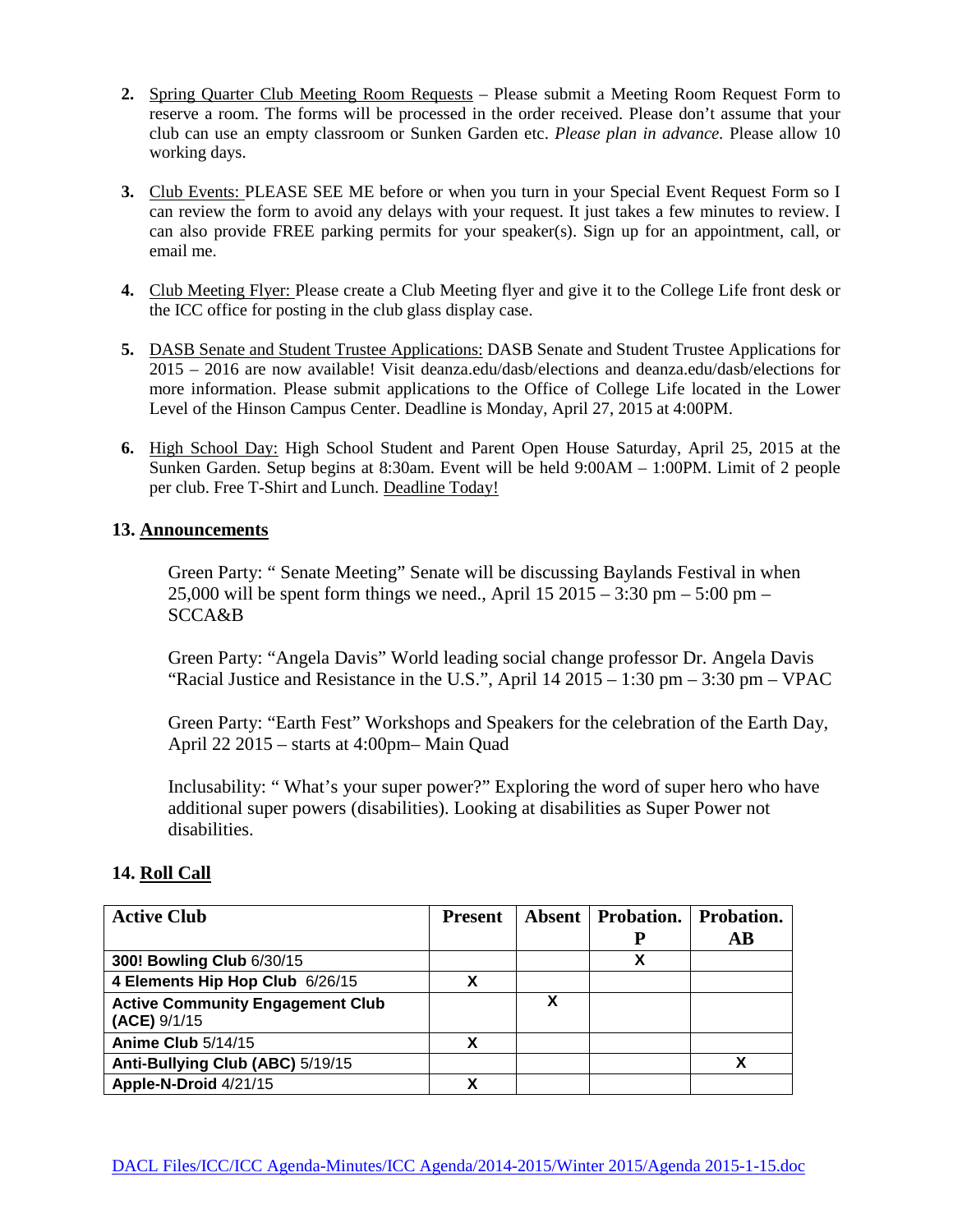2. Spring Quarter Club Meeting Room Requests – Please submit a Meeting Room Request Form to reserve a room. The forms will be processed in the order received. Please don't assume that your club can use an empty classroom or Sunken Garden etc. *Please plan in advance.* Please allow 10 working days.

3. Club Events: PLEASE SEE ME before or when you turn in your Special Event Request Form so I can review the form to avoid any delays with your request. It just takes a few minutes to review. I can also provide FREE parking permits for your speaker(s). Sign up for an appointment, call, or email me.

4. Club Meeting Flyer: Please create a Club Meeting flyer and give it to the College Life front desk or the ICC office for posting in the club glass display case.

5. DASB Senate and Student Trustee Applications: DASB Senate and Student Trustee Applications for 2015 – 2016 are now available! Visit deanza.edu/dasb/elections and deanza.edu/dasb/elections for more information. Please submit applications to the Office of College Life located in the Lower Level of the Hinson Campus Center. Deadline is Monday, April 27, 2015 at 4:00PM.

6. High School Day: High School Student and Parent Open House Saturday, April 25, 2015 at the Sunken Garden. Setup begins at 8:30am. Event will be held 9:00AM – 1:00PM. Limit of 2 people per club. Free T-Shirt and Lunch. Deadline Today!

## 13. Announcements

Green Party: " Senate Meeting" Senate will be discussing Baylands Festival in when 25,000 will be spent form things we need., April 15 2015 – 3:30 pm – 5:00 pm – SCCA&B

Green Party: "Angela Davis" World leading social change professor Dr. Angela Davis "Racial Justice and Resistance in the U.S.", April 14 2015 – 1:30 pm – 3:30 pm – VPAC

Green Party: "Earth Fest" Workshops and Speakers for the celebration of the Earth Day, April 22 2015 – starts at 4:00pm– Main Quad

Inclusability: " What's your super power?" Exploring the word of super hero who have additional super powers (disabilities). Looking at disabilities as Super Power not disabilities.

## 14. Roll Call

| Active Club | Present | Absent | Probation. P | Probation. AB |
|---|---|---|---|---|
| **300! Bowling Club** 6/30/15 | | | X | |
| **4 Elements Hip Hop Club** 6/26/15 | X | | | |
| **Active Community Engagement Club (ACE)** 9/1/15 | | X | | |
| **Anime Club** 5/14/15 | X | | | |
| **Anti-Bullying Club (ABC)** 5/19/15 | | | | X |
| **Apple-N-Droid** 4/21/15 | X | | | |

DACL Files/ICC/ICC Agenda-Minutes/ICC Agenda/2014-2015/Winter 2015/Agenda 2015-1-15.doc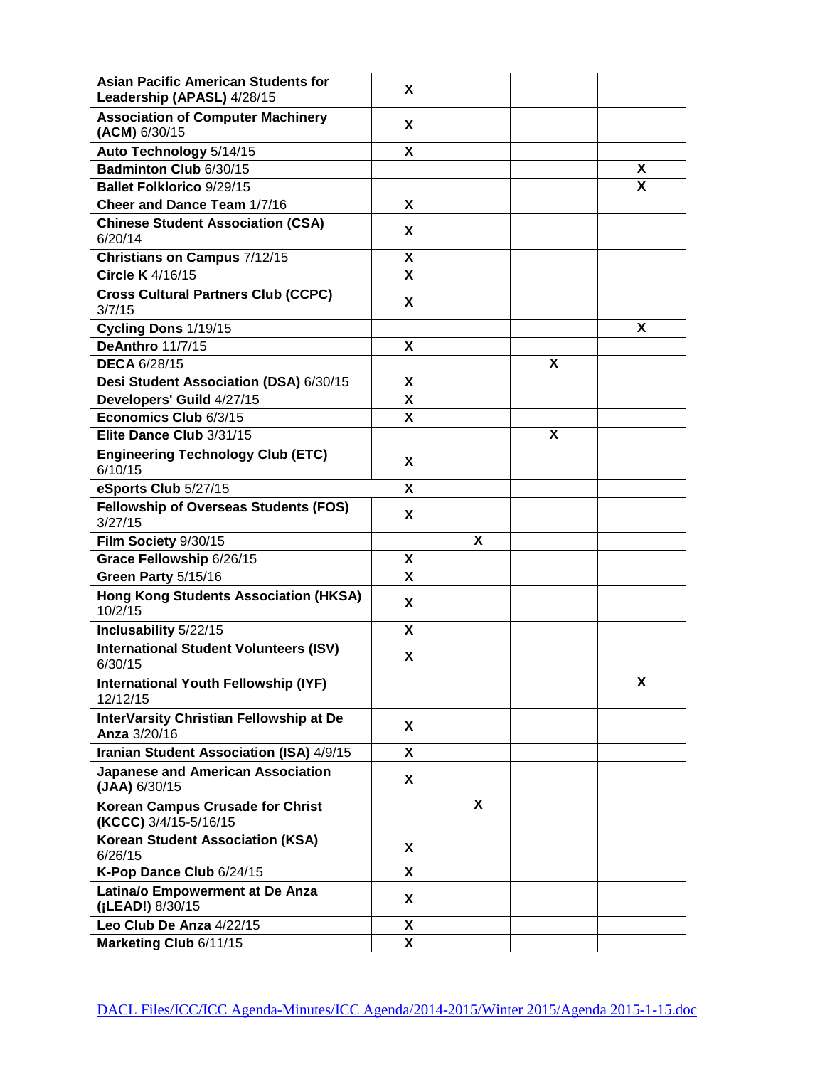| | | | | |
|---|---|---|---|---|
| **Asian Pacific American Students for Leadership (APASL)** 4/28/15 | X | | | |
| **Association of Computer Machinery (ACM)** 6/30/15 | X | | | |
| **Auto Technology** 5/14/15 | X | | | |
| **Badminton Club** 6/30/15 | | | | X |
| **Ballet Folklorico** 9/29/15 | | | | X |
| **Cheer and Dance Team** 1/7/16 | X | | | |
| **Chinese Student Association (CSA)** 6/20/14 | X | | | |
| **Christians on Campus** 7/12/15 | X | | | |
| **Circle K** 4/16/15 | X | | | |
| **Cross Cultural Partners Club (CCPC)** 3/7/15 | X | | | |
| **Cycling Dons** 1/19/15 | | | | X |
| **DeAnthro** 11/7/15 | X | | | |
| **DECA** 6/28/15 | | | X | |
| **Desi Student Association (DSA)** 6/30/15 | X | | | |
| **Developers' Guild** 4/27/15 | X | | | |
| **Economics Club** 6/3/15 | X | | | |
| **Elite Dance Club** 3/31/15 | | | X | |
| **Engineering Technology Club (ETC)** 6/10/15 | X | | | |
| **eSports Club** 5/27/15 | X | | | |
| **Fellowship of Overseas Students (FOS)** 3/27/15 | X | | | |
| **Film Society** 9/30/15 | | X | | |
| **Grace Fellowship** 6/26/15 | X | | | |
| **Green Party** 5/15/16 | X | | | |
| **Hong Kong Students Association (HKSA)** 10/2/15 | X | | | |
| **Inclusability** 5/22/15 | X | | | |
| **International Student Volunteers (ISV)** 6/30/15 | X | | | |
| **International Youth Fellowship (IYF)** 12/12/15 | | | | X |
| **InterVarsity Christian Fellowship at De Anza** 3/20/16 | X | | | |
| **Iranian Student Association (ISA)** 4/9/15 | X | | | |
| **Japanese and American Association (JAA)** 6/30/15 | X | | | |
| **Korean Campus Crusade for Christ (KCCC)** 3/4/15-5/16/15 | | X | | |
| **Korean Student Association (KSA)** 6/26/15 | X | | | |
| **K-Pop Dance Club** 6/24/15 | X | | | |
| **Latina/o Empowerment at De Anza (¡LEAD!)** 8/30/15 | X | | | |
| **Leo Club De Anza** 4/22/15 | X | | | |
| **Marketing Club** 6/11/15 | X | | | |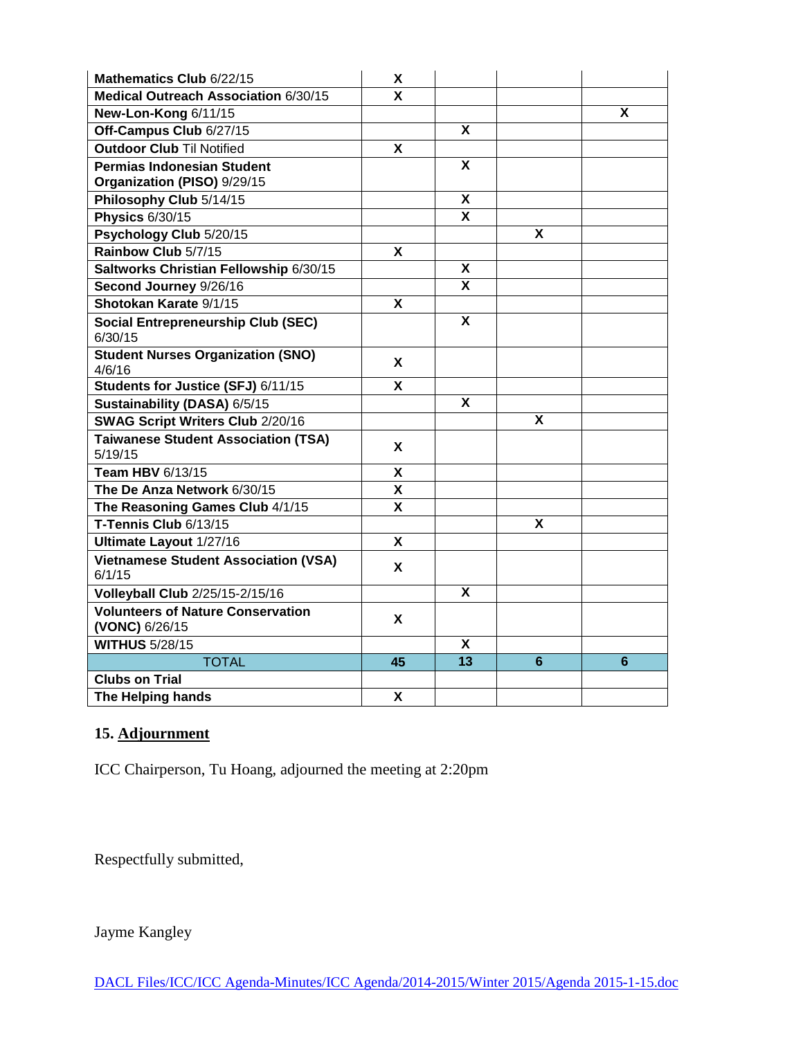| | | | | |
|---|---|---|---|---|
| **Mathematics Club** 6/22/15 | X | | | |
| **Medical Outreach Association** 6/30/15 | X | | | |
| **New-Lon-Kong** 6/11/15 | | | | X |
| **Off-Campus Club** 6/27/15 | | X | | |
| **Outdoor Club** Til Notified | X | | | |
| **Permias Indonesian Student Organization (PISO)** 9/29/15 | | X | | |
| **Philosophy Club** 5/14/15 | | X | | |
| **Physics** 6/30/15 | | X | | |
| **Psychology Club** 5/20/15 | | | X | |
| **Rainbow Club** 5/7/15 | X | | | |
| **Saltworks Christian Fellowship** 6/30/15 | | X | | |
| **Second Journey** 9/26/16 | | X | | |
| **Shotokan Karate** 9/1/15 | X | | | |
| **Social Entrepreneurship Club (SEC)** 6/30/15 | | X | | |
| **Student Nurses Organization (SNO)** 4/6/16 | X | | | |
| **Students for Justice (SFJ)** 6/11/15 | X | | | |
| **Sustainability (DASA)** 6/5/15 | | X | | |
| **SWAG Script Writers Club** 2/20/16 | | | X | |
| **Taiwanese Student Association (TSA)** 5/19/15 | X | | | |
| **Team HBV** 6/13/15 | X | | | |
| **The De Anza Network** 6/30/15 | X | | | |
| **The Reasoning Games Club** 4/1/15 | X | | | |
| **T-Tennis Club** 6/13/15 | | | X | |
| **Ultimate Layout** 1/27/16 | X | | | |
| **Vietnamese Student Association (VSA)** 6/1/15 | X | | | |
| **Volleyball Club** 2/25/15-2/15/16 | | X | | |
| **Volunteers of Nature Conservation (VONC)** 6/26/15 | X | | | |
| **WITHUS** 5/28/15 | | X | | |
| TOTAL | **45** | **13** | **6** | **6** |
| **Clubs on Trial** | | | | |
| **The Helping hands** | X | | | |

## 15. Adjournment

ICC Chairperson, Tu Hoang, adjourned the meeting at 2:20pm

Respectfully submitted,

Jayme Kangley

DACL Files/ICC/ICC Agenda-Minutes/ICC Agenda/2014-2015/Winter 2015/Agenda 2015-1-15.doc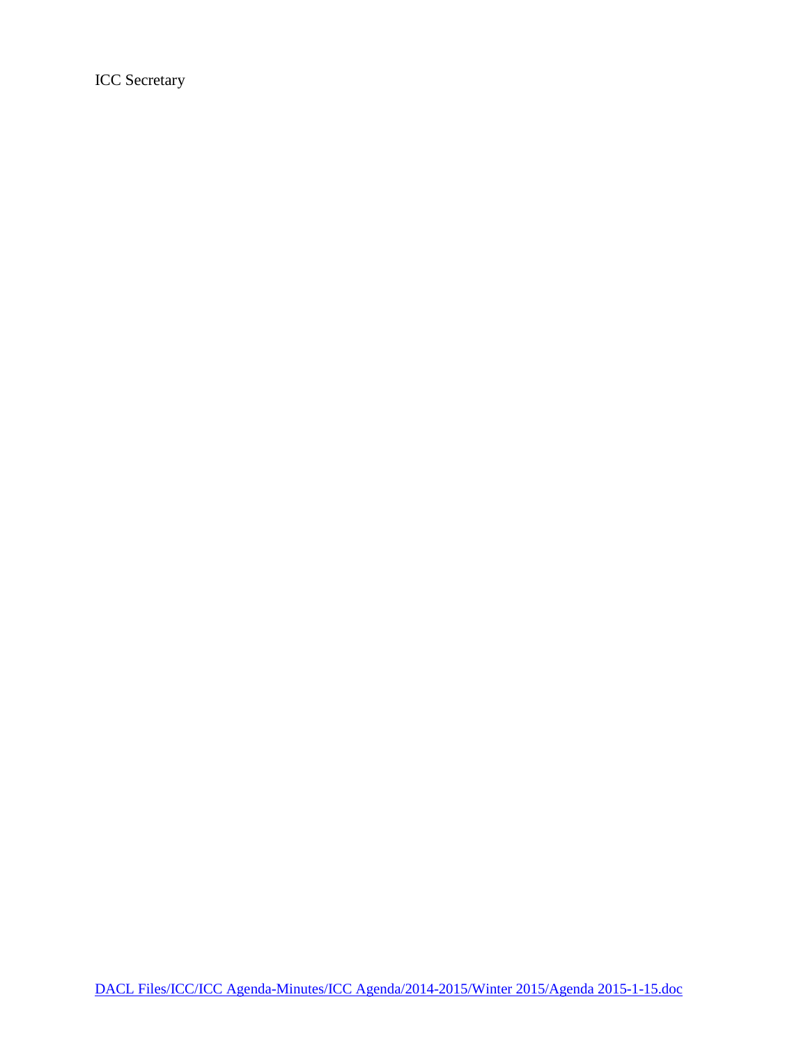ICC Secretary

[DACL Files/ICC/ICC Agenda-Minutes/ICC Agenda/2014-2015/Winter 2015/Agenda 2015-1-15.doc]